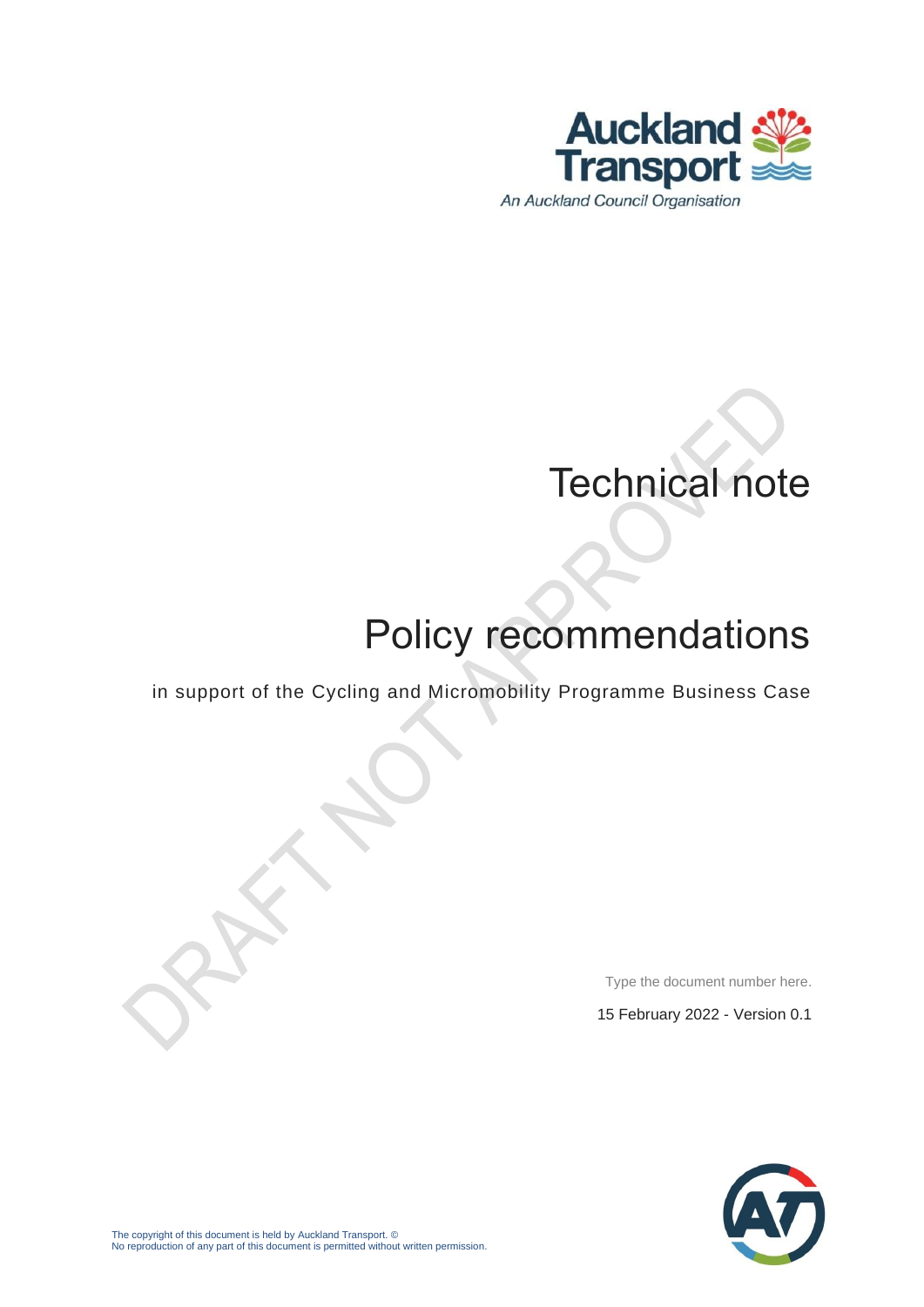Auckland Transport

An Auckland Council Organisation

# Technical note

# Policy recommendations

in support of the Cycling and Micromobility Programme Business Case

DRAFT NOT APPROVED

Type the document number here.

15 February 2022 - Version 0.1

The copyright of this document is held by Auckland Transport. ©
No reproduction of any part of this document is permitted without written permission.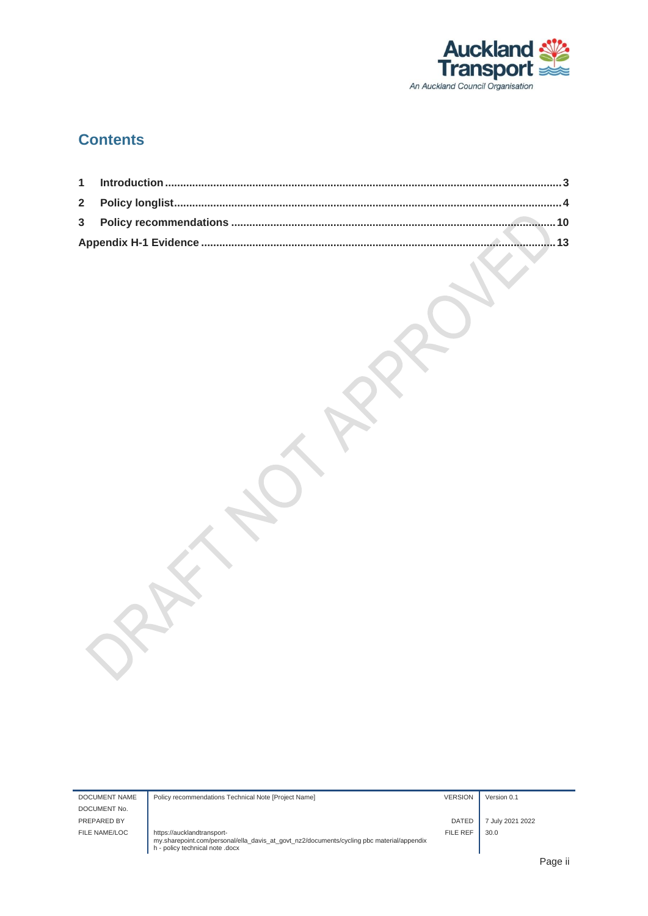# Contents

| | | |
|---|---|---|
| 1 | Introduction | 3 |
| 2 | Policy longlist | 4 |
| 3 | Policy recommendations | 10 |
| Appendix H-1 Evidence | | 13 |

| | | | |
|---|---|---|---|
| DOCUMENT NAME | Policy recommendations Technical Note [Project Name] | VERSION | Version 0.1 |
| DOCUMENT No. | | | |
| PREPARED BY | | DATED | 7 July 2021 2022 |
| FILE NAME/LOC | https://aucklandtransport-my.sharepoint.com/personal/ella_davis_at_govt_nz2/documents/cycling pbc material/appendix h - policy technical note .docx | FILE REF | 30.0 |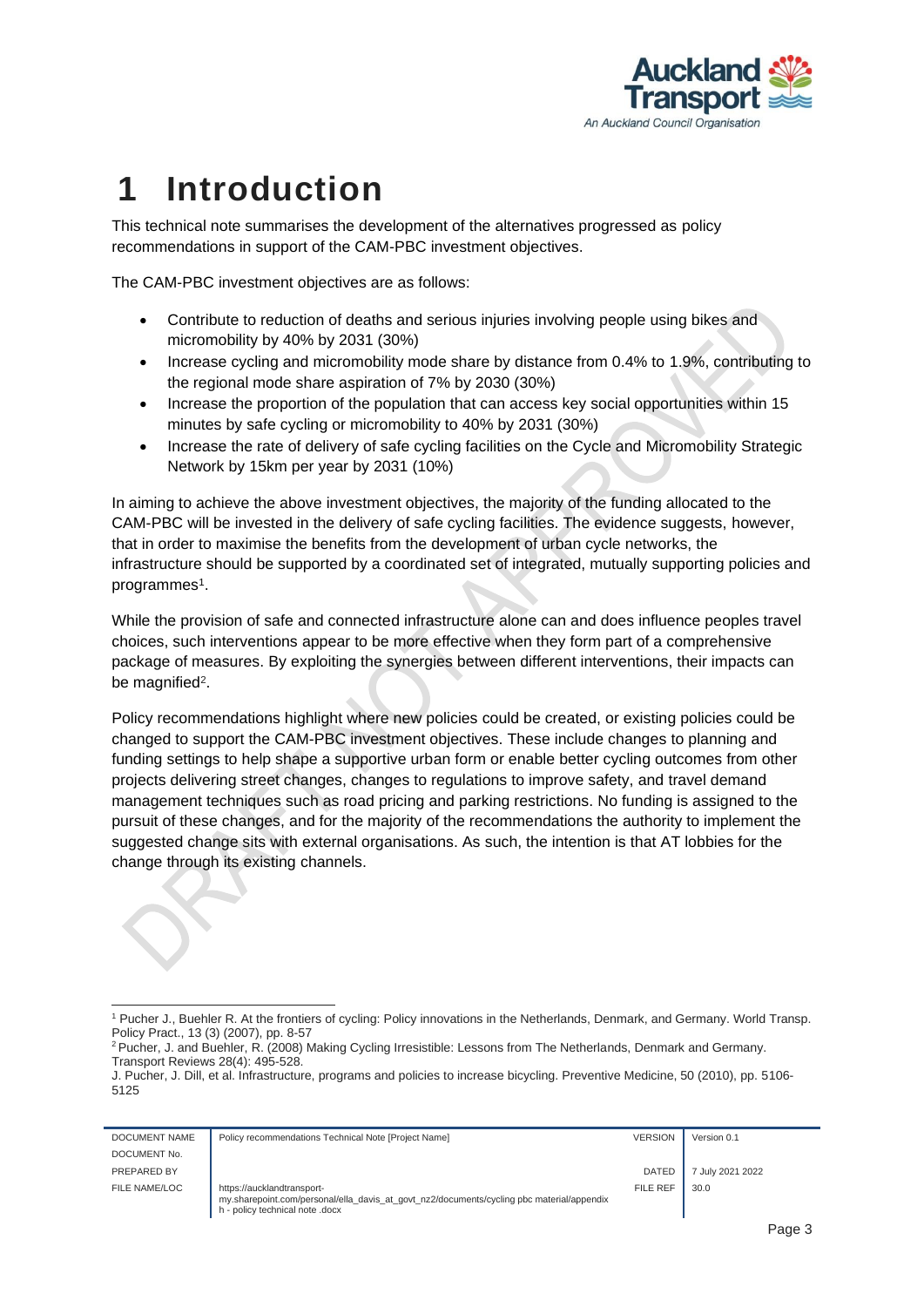# 1 Introduction

This technical note summarises the development of the alternatives progressed as policy recommendations in support of the CAM-PBC investment objectives.

The CAM-PBC investment objectives are as follows:

- Contribute to reduction of deaths and serious injuries involving people using bikes and micromobility by 40% by 2031 (30%)
- Increase cycling and micromobility mode share by distance from 0.4% to 1.9%, contributing to the regional mode share aspiration of 7% by 2030 (30%)
- Increase the proportion of the population that can access key social opportunities within 15 minutes by safe cycling or micromobility to 40% by 2031 (30%)
- Increase the rate of delivery of safe cycling facilities on the Cycle and Micromobility Strategic Network by 15km per year by 2031 (10%)

In aiming to achieve the above investment objectives, the majority of the funding allocated to the CAM-PBC will be invested in the delivery of safe cycling facilities. The evidence suggests, however, that in order to maximise the benefits from the development of urban cycle networks, the infrastructure should be supported by a coordinated set of integrated, mutually supporting policies and programmes[1].

While the provision of safe and connected infrastructure alone can and does influence peoples travel choices, such interventions appear to be more effective when they form part of a comprehensive package of measures. By exploiting the synergies between different interventions, their impacts can be magnified[2].

Policy recommendations highlight where new policies could be created, or existing policies could be changed to support the CAM-PBC investment objectives. These include changes to planning and funding settings to help shape a supportive urban form or enable better cycling outcomes from other projects delivering street changes, changes to regulations to improve safety, and travel demand management techniques such as road pricing and parking restrictions. No funding is assigned to the pursuit of these changes, and for the majority of the recommendations the authority to implement the suggested change sits with external organisations. As such, the intention is that AT lobbies for the change through its existing channels.

---

[1] Pucher J., Buehler R. At the frontiers of cycling: Policy innovations in the Netherlands, Denmark, and Germany. World Transp. Policy Pract., 13 (3) (2007), pp. 8-57

[2] Pucher, J. and Buehler, R. (2008) Making Cycling Irresistible: Lessons from The Netherlands, Denmark and Germany. Transport Reviews 28(4): 495-528.

J. Pucher, J. Dill, et al. Infrastructure, programs and policies to increase bicycling. Preventive Medicine, 50 (2010), pp. S106-S125

| DOCUMENT NAME | Policy recommendations Technical Note [Project Name] | VERSION | Version 0.1 |
|---|---|---|---|
| DOCUMENT No. | | | |
| PREPARED BY | | DATED | 7 July 2021 2022 |
| FILE NAME/LOC | https://aucklandtransport-my.sharepoint.com/personal/ella_davis_at_govt_nz2/documents/cycling pbc material/appendix h - policy technical note .docx | FILE REF | 30.0 |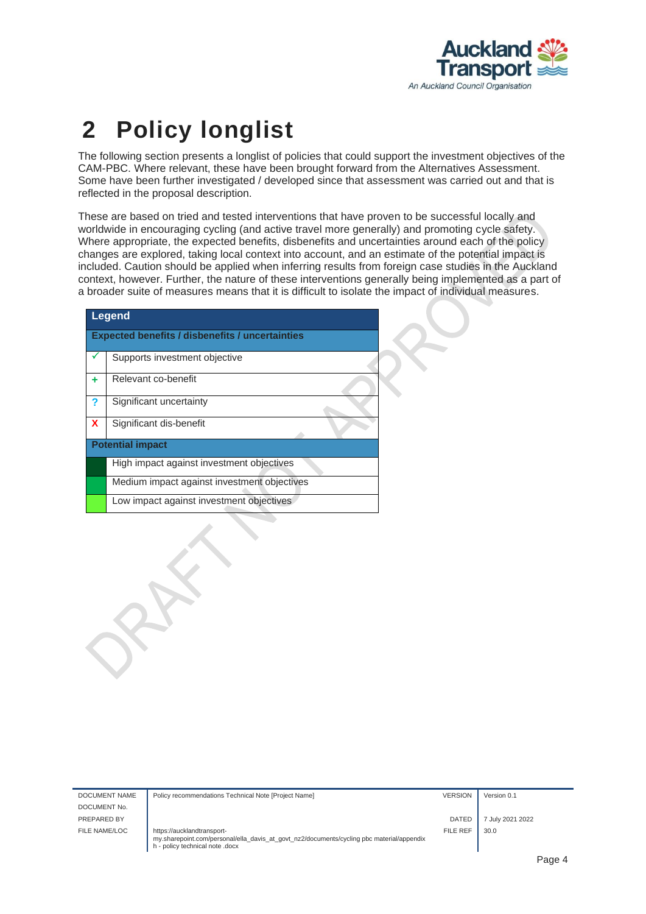# 2 Policy longlist

The following section presents a longlist of policies that could support the investment objectives of the CAM-PBC. Where relevant, these have been brought forward from the Alternatives Assessment. Some have been further investigated / developed since that assessment was carried out and that is reflected in the proposal description.

These are based on tried and tested interventions that have proven to be successful locally and worldwide in encouraging cycling (and active travel more generally) and promoting cycle safety. Where appropriate, the expected benefits, disbenefits and uncertainties around each of the policy changes are explored, taking local context into account, and an estimate of the potential impact is included. Caution should be applied when inferring results from foreign case studies in the Auckland context, however. Further, the nature of these interventions generally being implemented as a part of a broader suite of measures means that it is difficult to isolate the impact of individual measures.

| Legend | |
|---|---|
| **Expected benefits / disbenefits / uncertainties** | |
| ✓ | Supports investment objective |
| + | Relevant co-benefit |
| ? | Significant uncertainty |
| X | Significant dis-benefit |
| **Potential impact** | |
| (dark green) | High impact against investment objectives |
| (green) | Medium impact against investment objectives |
| (light green) | Low impact against investment objectives |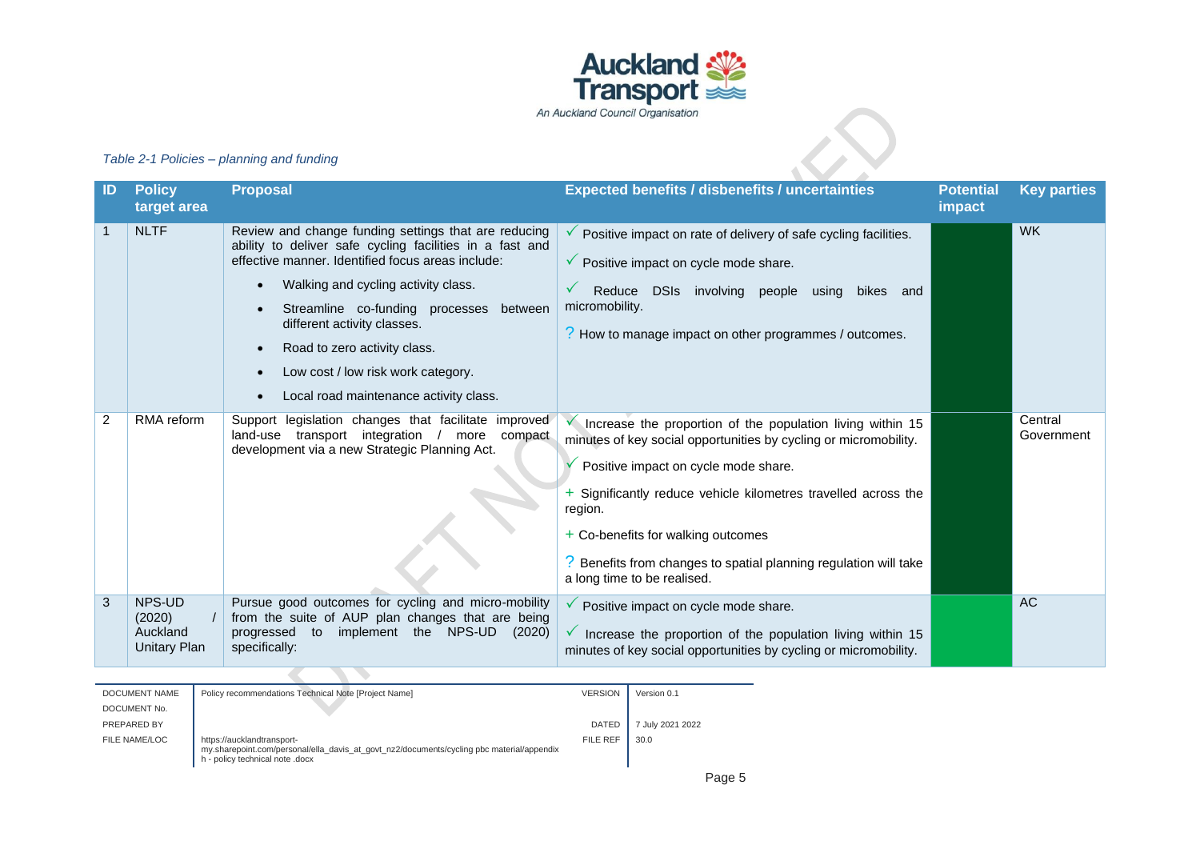*Table 2-1 Policies – planning and funding*

| ID | Policy target area | Proposal | Expected benefits / disbenefits / uncertainties | Potential impact | Key parties |
|---|---|---|---|---|---|
| 1 | NLTF | Review and change funding settings that are reducing ability to deliver safe cycling facilities in a fast and effective manner. Identified focus areas include:<br>• Walking and cycling activity class.<br>• Streamline co-funding processes between different activity classes.<br>• Road to zero activity class.<br>• Low cost / low risk work category.<br>• Local road maintenance activity class. | ✓ Positive impact on rate of delivery of safe cycling facilities.<br>✓ Positive impact on cycle mode share.<br>✓ Reduce DSIs involving people using bikes and micromobility.<br>? How to manage impact on other programmes / outcomes. | | WK |
| 2 | RMA reform | Support legislation changes that facilitate improved land-use transport integration / more compact development via a new Strategic Planning Act. | ✓ Increase the proportion of the population living within 15 minutes of key social opportunities by cycling or micromobility.<br>✓ Positive impact on cycle mode share.<br>+ Significantly reduce vehicle kilometres travelled across the region.<br>+ Co-benefits for walking outcomes<br>? Benefits from changes to spatial planning regulation will take a long time to be realised. | | Central Government |
| 3 | NPS-UD (2020) / Auckland Unitary Plan | Pursue good outcomes for cycling and micro-mobility from the suite of AUP plan changes that are being progressed to implement the NPS-UD (2020) specifically: | ✓ Positive impact on cycle mode share.<br>✓ Increase the proportion of the population living within 15 minutes of key social opportunities by cycling or micromobility. | | AC |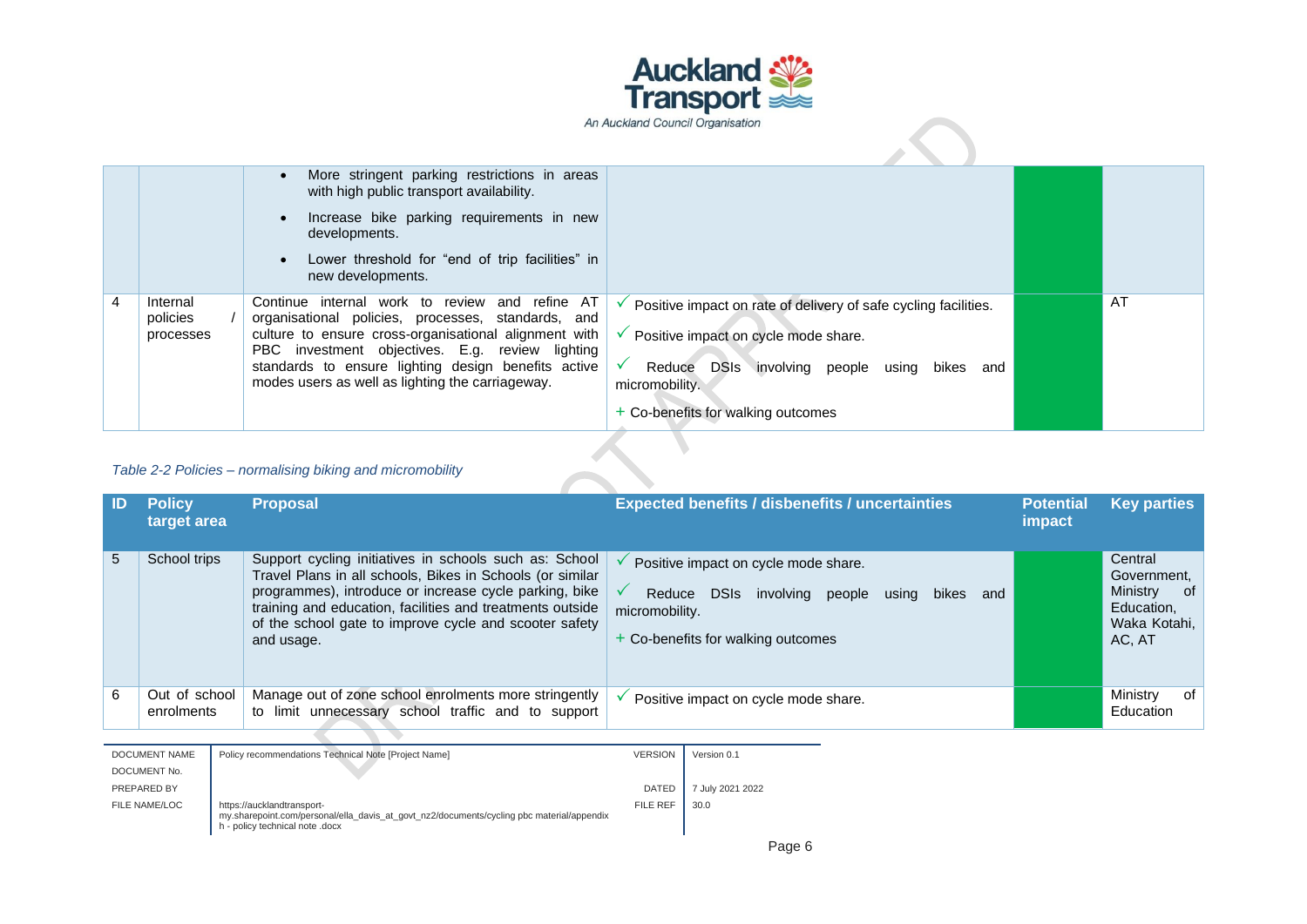| | | • More stringent parking restrictions in areas with high public transport availability.<br>• Increase bike parking requirements in new developments.<br>• Lower threshold for "end of trip facilities" in new developments. | | | |
|---|---|---|---|---|---|
| 4 | Internal policies / processes | Continue internal work to review and refine AT organisational policies, processes, standards, and culture to ensure cross-organisational alignment with PBC investment objectives. E.g. review lighting standards to ensure lighting benefits active modes users as well as lighting the carriageway. | ✓ Positive impact on rate of delivery of safe cycling facilities.<br>✓ Positive impact on cycle mode share.<br>✓ Reduce DSIs involving people using bikes and micromobility.<br>+ Co-benefits for walking outcomes | | AT |

*Table 2-2 Policies – normalising biking and micromobility*

| ID | Policy target area | Proposal | Expected benefits / disbenefits / uncertainties | Potential impact | Key parties |
|---|---|---|---|---|---|
| 5 | School trips | Support cycling initiatives in schools such as: School Travel Plans in all schools, Bikes in Schools (or similar programmes), introduce or increase cycle parking, bike training and education, facilities and treatments outside of the school gate to improve cycle and scooter safety and usage. | ✓ Positive impact on cycle mode share.<br>✓ Reduce DSIs involving people using bikes and micromobility.<br>+ Co-benefits for walking outcomes | | Central Government, Ministry of Education, Waka Kotahi, AC, AT |
| 6 | Out of school enrolments | Manage out of zone school enrolments more stringently to limit unnecessary school traffic and to support | ✓ Positive impact on cycle mode share. | | Ministry of Education |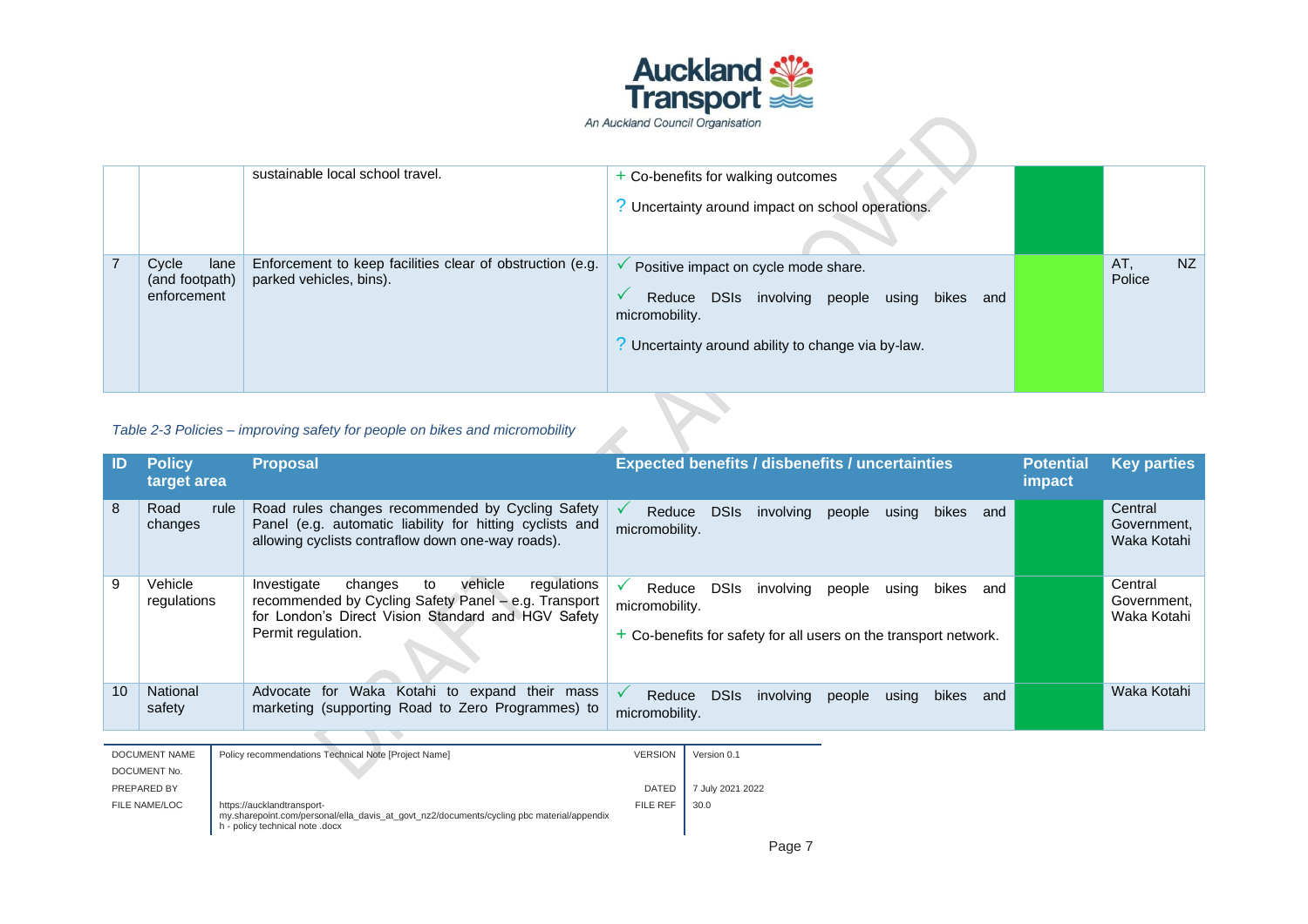| | | sustainable local school travel. | + Co-benefits for walking outcomes<br>? Uncertainty around impact on school operations. | | |
|---|---|---|---|---|---|
| 7 | Cycle lane (and footpath) enforcement | Enforcement to keep facilities clear of obstruction (e.g. parked vehicles, bins). | ✓ Positive impact on cycle mode share.<br>✓ Reduce DSIs involving people using bikes and micromobility.<br>? Uncertainty around ability to change via by-law. | | AT, NZ Police |

*Table 2-3 Policies – improving safety for people on bikes and micromobility*

| ID | Policy target area | Proposal | Expected benefits / disbenefits / uncertainties | Potential impact | Key parties |
|---|---|---|---|---|---|
| 8 | Road rule changes | Road rules changes recommended by Cycling Safety Panel (e.g. automatic liability for hitting cyclists and allowing cyclists contraflow down one-way roads). | ✓ Reduce DSIs involving people using bikes and micromobility. | | Central Government, Waka Kotahi |
| 9 | Vehicle regulations | Investigate changes to vehicle regulations recommended by Cycling Safety Panel – e.g. Transport for London's Direct Vision Standard and HGV Safety Permit regulation. | ✓ Reduce DSIs involving people using bikes and micromobility.<br>+ Co-benefits for safety for all users on the transport network. | | Central Government, Waka Kotahi |
| 10 | National safety | Advocate for Waka Kotahi to expand their mass marketing (supporting Road to Zero Programmes) to | ✓ Reduce DSIs involving people using bikes and micromobility. | | Waka Kotahi |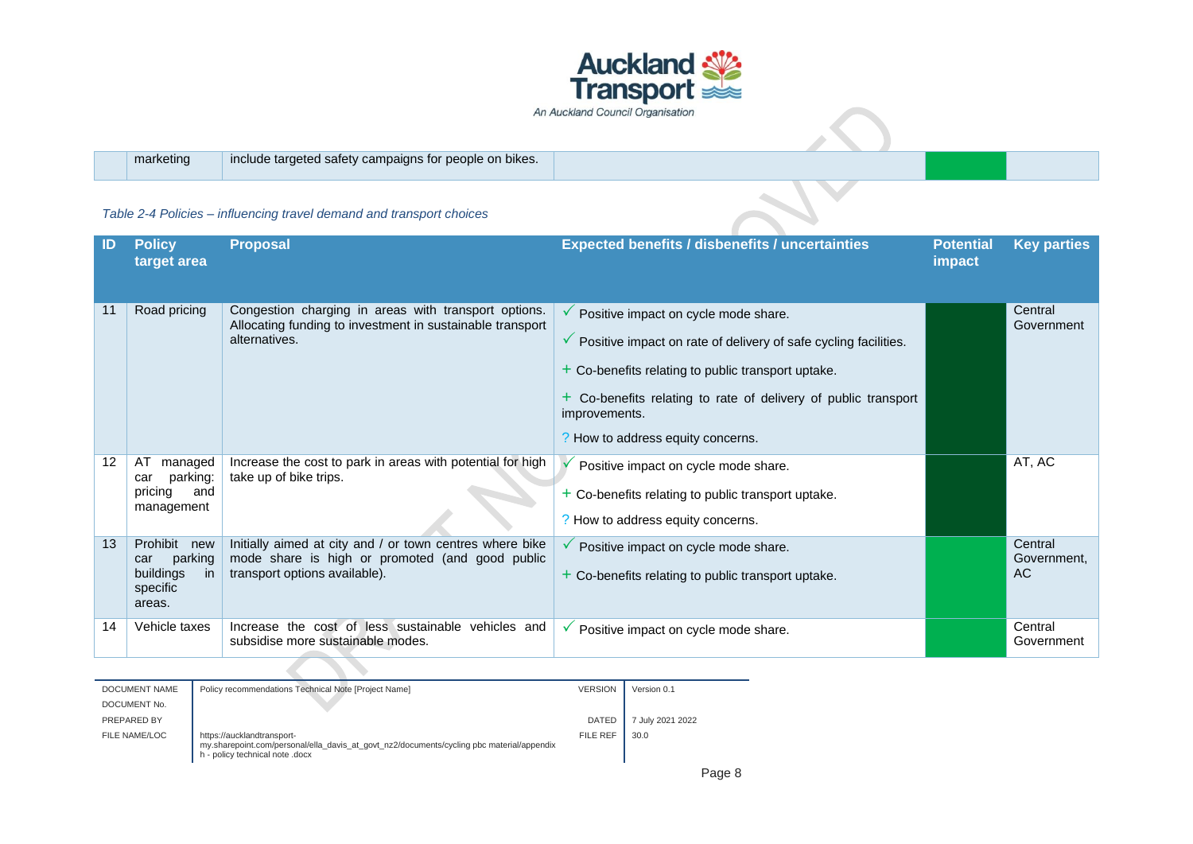| | marketing | include targeted safety campaigns for people on bikes. | | | |
|---|---|---|---|---|---|

*Table 2-4 Policies – influencing travel demand and transport choices*

| ID | Policy target area | Proposal | Expected benefits / disbenefits / uncertainties | Potential impact | Key parties |
|---|---|---|---|---|---|
| 11 | Road pricing | Congestion charging in areas with transport options. Allocating funding to investment in sustainable transport alternatives. | ✓ Positive impact on cycle mode share.<br>✓ Positive impact on rate of delivery of safe cycling facilities.<br>+ Co-benefits relating to public transport uptake.<br>+ Co-benefits relating to rate of delivery of public transport improvements.<br>? How to address equity concerns. | | Central Government |
| 12 | AT managed car parking: pricing and management | Increase the cost to park in areas with potential for high take up of bike trips. | ✓ Positive impact on cycle mode share.<br>+ Co-benefits relating to public transport uptake.<br>? How to address equity concerns. | | AT, AC |
| 13 | Prohibit new car parking buildings in specific areas. | Initially aimed at city and / or town centres where bike mode share is high or promoted (and good public transport options available). | ✓ Positive impact on cycle mode share.<br>+ Co-benefits relating to public transport uptake. | | Central Government, AC |
| 14 | Vehicle taxes | Increase the cost of less sustainable vehicles and subsidise more sustainable modes. | ✓ Positive impact on cycle mode share. | | Central Government |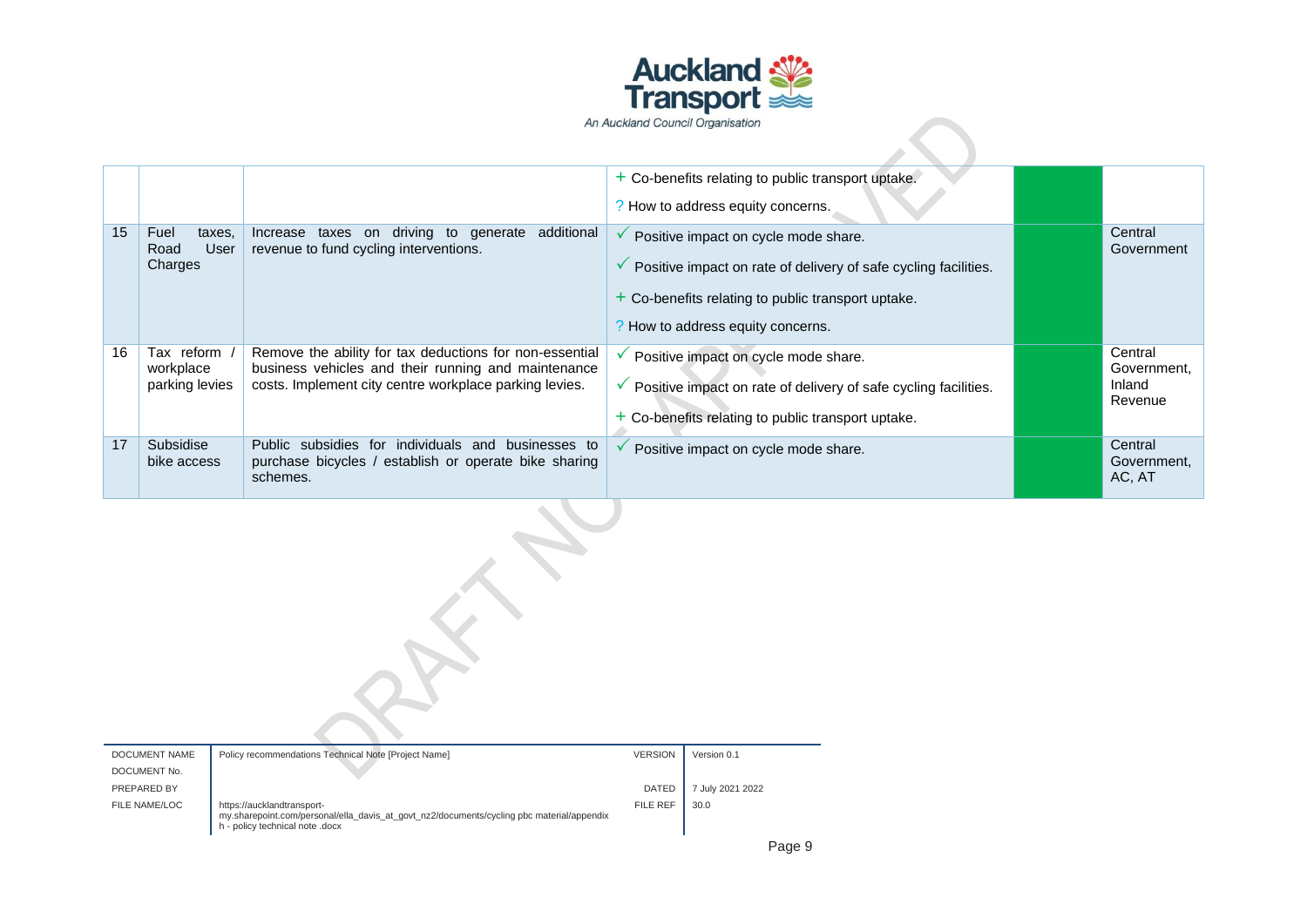| | | | | | |
|---|---|---|---|---|---|
| | | | + Co-benefits relating to public transport uptake.<br>? How to address equity concerns. | | |
| 15 | Fuel taxes, Road User Charges | Increase taxes on driving to generate additional revenue to fund cycling interventions. | ✓ Positive impact on cycle mode share.<br>✓ Positive impact on rate of delivery of safe cycling facilities.<br>+ Co-benefits relating to public transport uptake.<br>? How to address equity concerns. | | Central Government |
| 16 | Tax reform / workplace parking levies | Remove the ability for tax deductions for non-essential business vehicles and their running and maintenance costs. Implement city centre workplace parking levies. | ✓ Positive impact on cycle mode share.<br>✓ Positive impact on rate of delivery of safe cycling facilities.<br>+ Co-benefits relating to public transport uptake. | | Central Government, Inland Revenue |
| 17 | Subsidise bike access | Public subsidies for individuals and businesses to purchase bicycles / establish or operate bike sharing schemes. | ✓ Positive impact on cycle mode share. | | Central Government, AC, AT |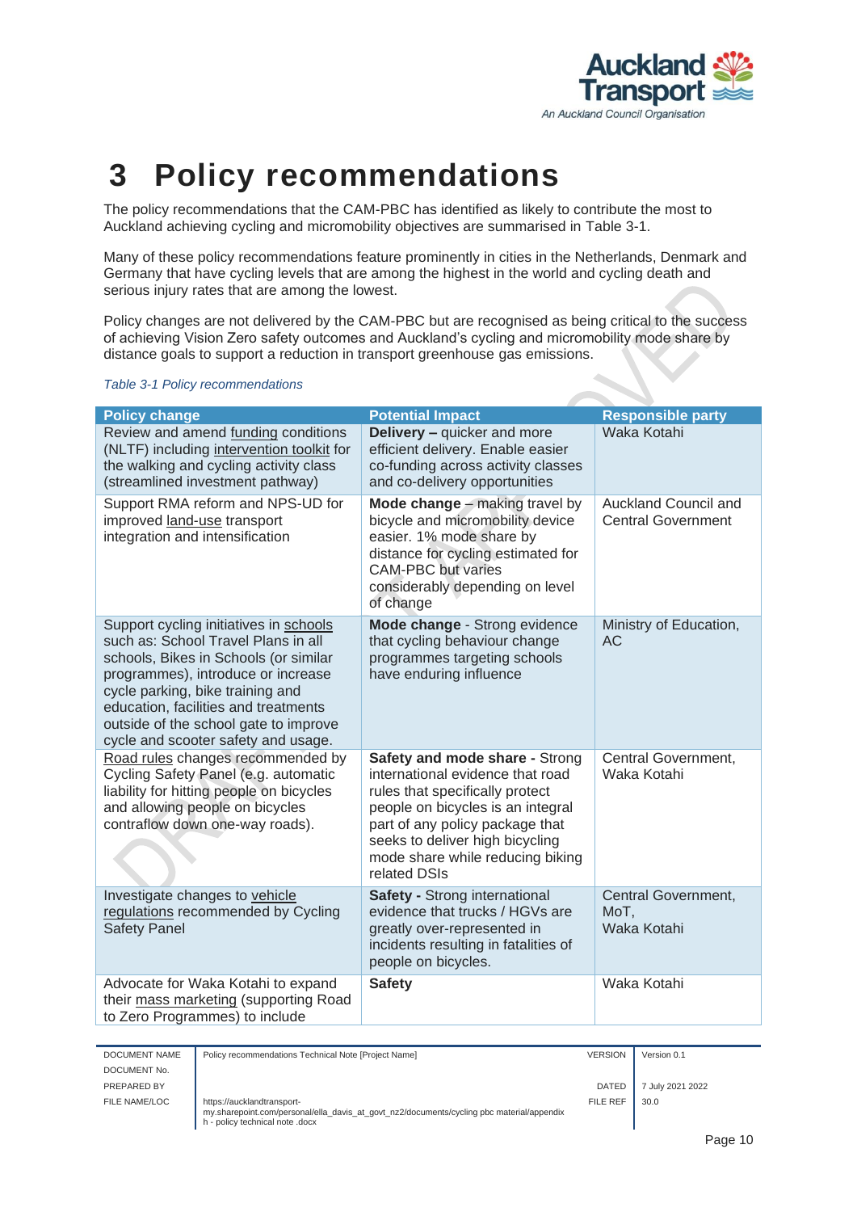# 3 Policy recommendations

The policy recommendations that the CAM-PBC has identified as likely to contribute the most to Auckland achieving cycling and micromobility objectives are summarised in Table 3-1.

Many of these policy recommendations feature prominently in cities in the Netherlands, Denmark and Germany that have cycling levels that are among the highest in the world and cycling death and serious injury rates that are among the lowest.

Policy changes are not delivered by the CAM-PBC but are recognised as being critical to the success of achieving Vision Zero safety outcomes and Auckland's cycling and micromobility mode share by distance goals to support a reduction in transport greenhouse gas emissions.

*Table 3-1 Policy recommendations*

| Policy change | Potential Impact | Responsible party |
|---|---|---|
| Review and amend funding conditions (NLTF) including intervention toolkit for the walking and cycling activity class (streamlined investment pathway) | **Delivery –** quicker and more efficient delivery. Enable easier co-funding across activity classes and co-delivery opportunities | Waka Kotahi |
| Support RMA reform and NPS-UD for improved land-use transport integration and intensification | **Mode change** – making travel by bicycle and micromobility device easier. 1% mode share by distance for cycling estimated for CAM-PBC but varies considerably depending on level of change | Auckland Council and Central Government |
| Support cycling initiatives in schools such as: School Travel Plans in all schools, Bikes in Schools (or similar programmes), introduce or increase cycle parking, bike training and education, facilities and treatments outside of the school gate to improve cycle and scooter safety and usage. | **Mode change** - Strong evidence that cycling behaviour change programmes targeting schools have enduring influence | Ministry of Education, AC |
| Road rules changes recommended by Cycling Safety Panel (e.g. automatic liability for hitting people on bicycles and allowing people on bicycles contraflow down one-way roads). | **Safety and mode share -** Strong international evidence that road rules that specifically protect people on bicycles is an integral part of any policy package that seeks to deliver high bicycling mode share while reducing biking related DSIs | Central Government, Waka Kotahi |
| Investigate changes to vehicle regulations recommended by Cycling Safety Panel | **Safety -** Strong international evidence that trucks / HGVs are greatly over-represented in incidents resulting in fatalities of people on bicycles. | Central Government, MoT, Waka Kotahi |
| Advocate for Waka Kotahi to expand their mass marketing (supporting Road to Zero Programmes) to include | **Safety** | Waka Kotahi |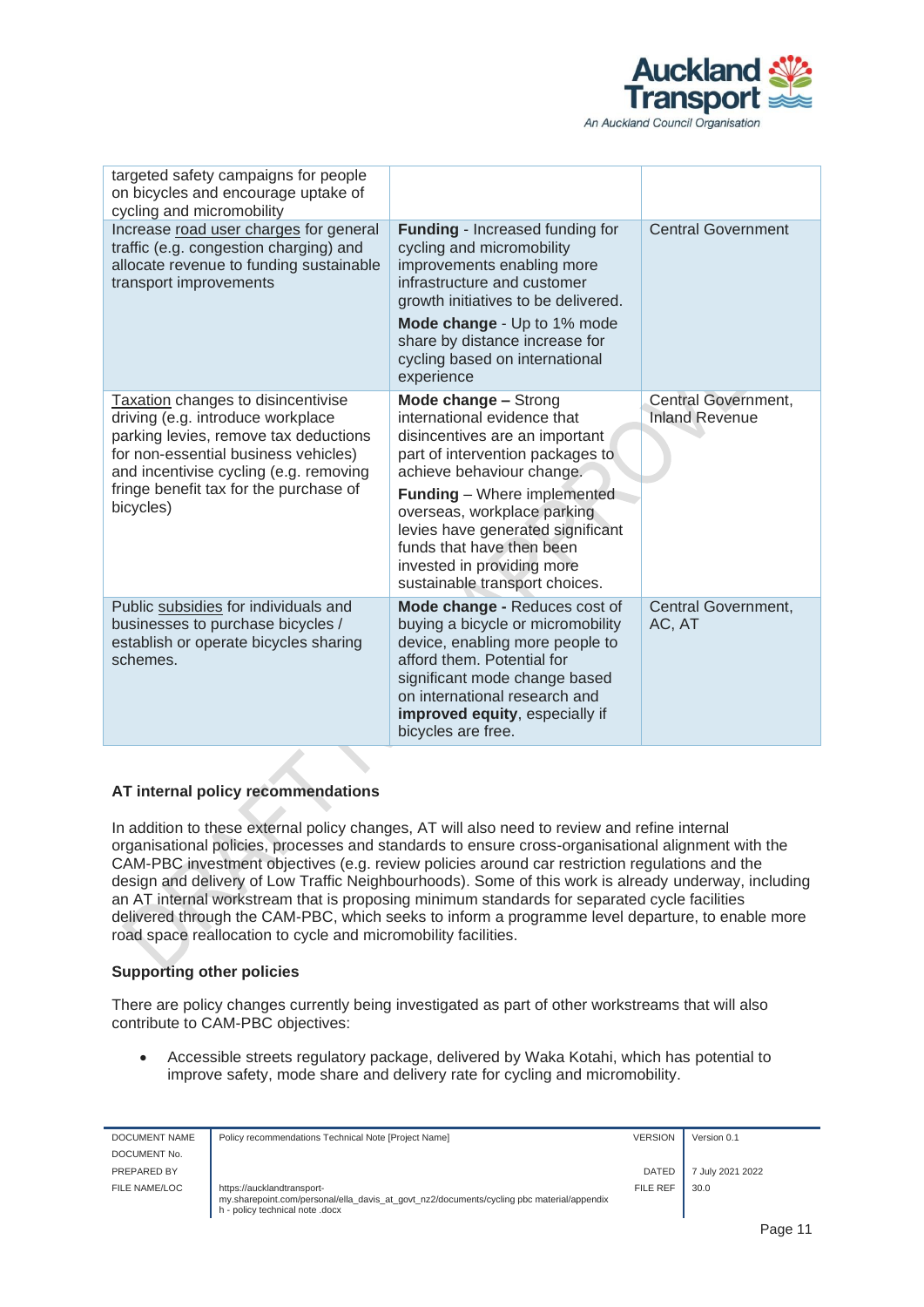| | | |
|---|---|---|
| targeted safety campaigns for people on bicycles and encourage uptake of cycling and micromobility | | |
| Increase road user charges for general traffic (e.g. congestion charging) and allocate revenue to funding sustainable transport improvements | **Funding** - Increased funding for cycling and micromobility improvements enabling more infrastructure and customer growth initiatives to be delivered.<br><br>**Mode change** - Up to 1% mode share by distance increase for cycling based on international experience | Central Government |
| Taxation changes to disincentivise driving (e.g. introduce workplace parking levies, remove tax deductions for non-essential business vehicles) and incentivise cycling (e.g. removing fringe benefit tax for the purchase of bicycles) | **Mode change –** Strong international evidence that disincentives are an important part of intervention packages to achieve behaviour change.<br><br>**Funding** – Where implemented overseas, workplace parking levies have generated significant funds that have then been invested in providing more sustainable transport choices. | Central Government, Inland Revenue |
| Public subsidies for individuals and businesses to purchase bicycles / establish or operate bicycles sharing schemes. | **Mode change -** Reduces cost of buying a bicycle or micromobility device, enabling more people to afford them. Potential for significant mode change based on international research and **improved equity**, especially if bicycles are free. | Central Government, AC, AT |

**AT internal policy recommendations**

In addition to these external policy changes, AT will also need to review and refine internal organisational policies, processes and standards to ensure cross-organisational alignment with the CAM-PBC investment objectives (e.g. review policies around car restriction regulations and the design and delivery of Low Traffic Neighbourhoods). Some of this work is already underway, including an AT internal workstream that is proposing minimum standards for separated cycle facilities delivered through the CAM-PBC, which seeks to inform a programme level departure, to enable more road space reallocation to cycle and micromobility facilities.

**Supporting other policies**

There are policy changes currently being investigated as part of other workstreams that will also contribute to CAM-PBC objectives:

- Accessible streets regulatory package, delivered by Waka Kotahi, which has potential to improve safety, mode share and delivery rate for cycling and micromobility.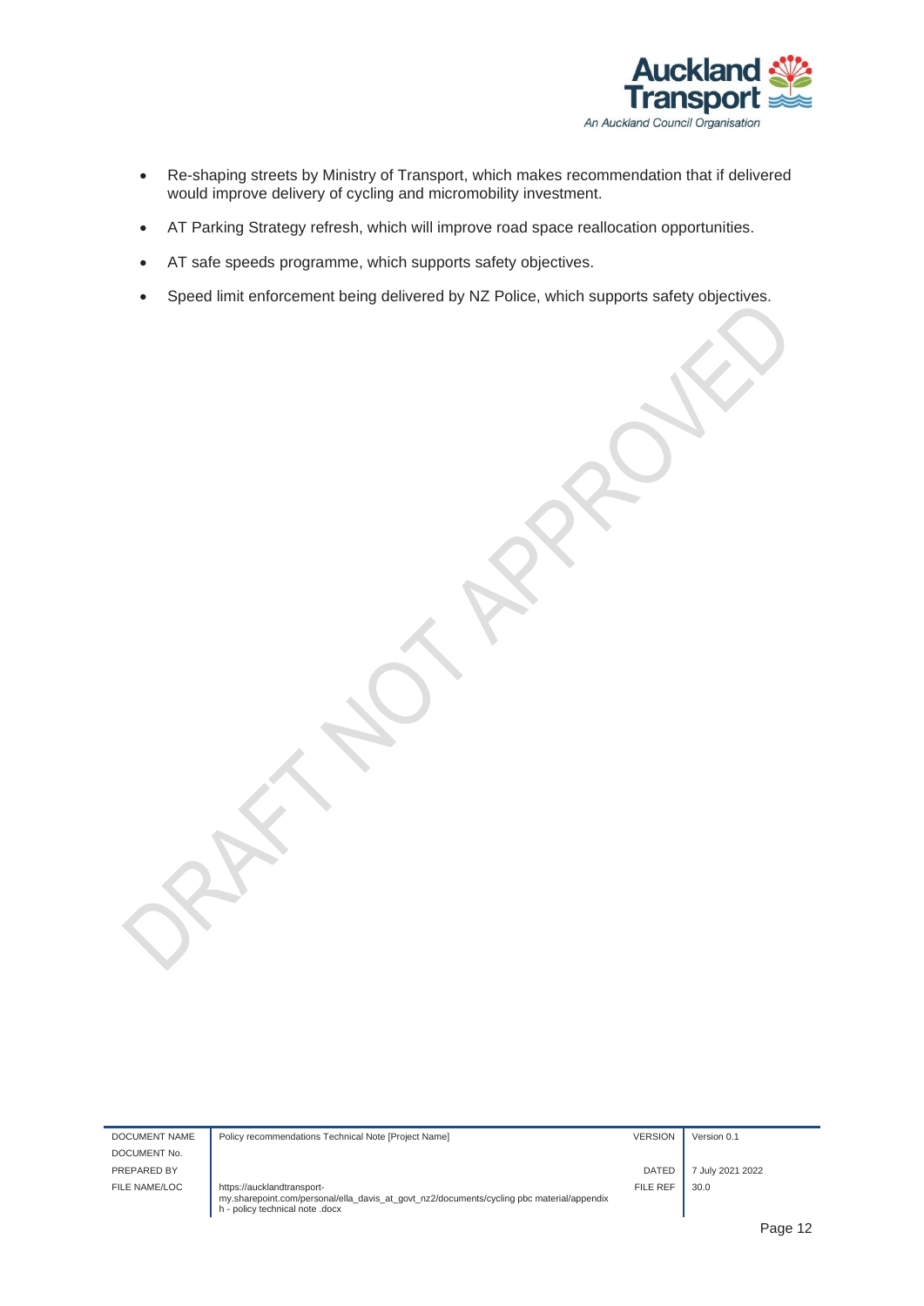- Re-shaping streets by Ministry of Transport, which makes recommendation that if delivered would improve delivery of cycling and micromobility investment.
- AT Parking Strategy refresh, which will improve road space reallocation opportunities.
- AT safe speeds programme, which supports safety objectives.
- Speed limit enforcement being delivered by NZ Police, which supports safety objectives.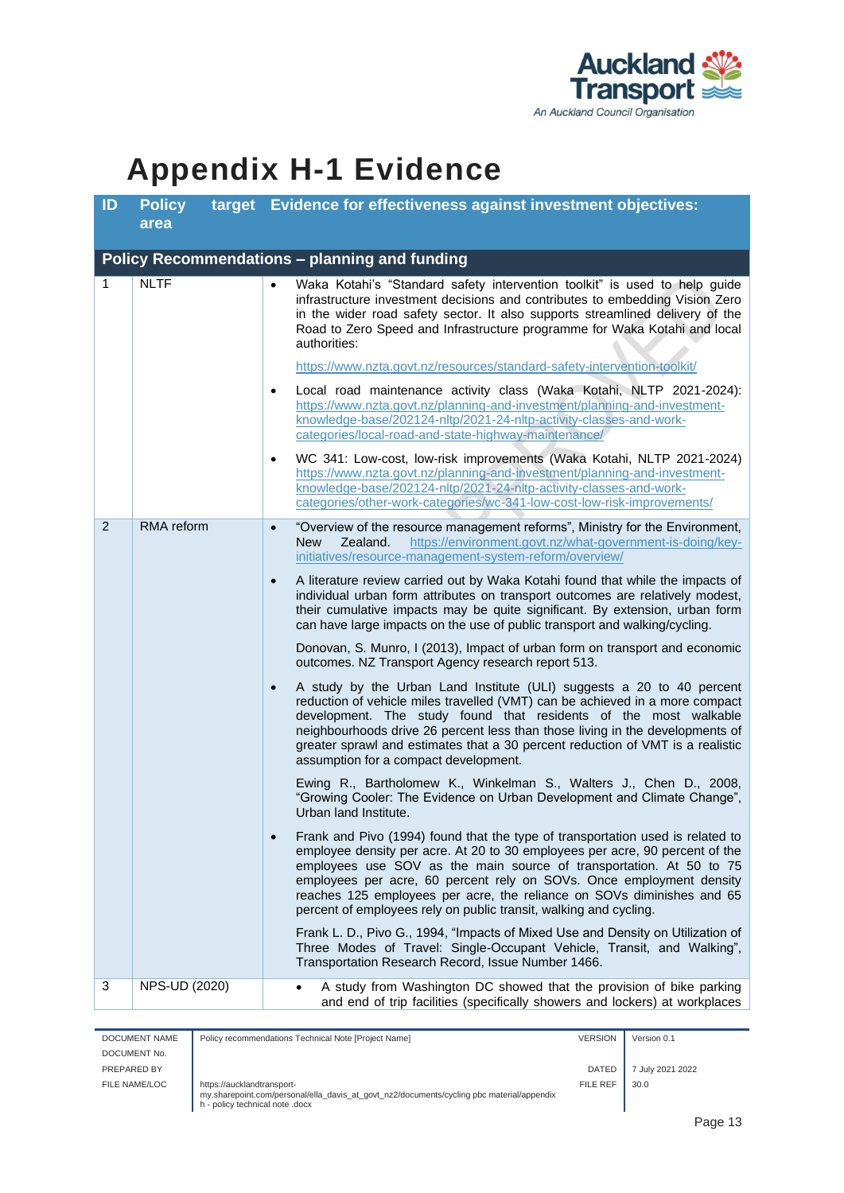# Appendix H-1 Evidence

| ID | Policy target area | Evidence for effectiveness against investment objectives: |
|---|---|---|
| **Policy Recommendations – planning and funding** | | |
| 1 | NLTF | • Waka Kotahi's "Standard safety intervention toolkit" is used to help guide infrastructure investment decisions and contributes to embedding Vision Zero in the wider road safety sector. It also supports streamlined delivery of the Road to Zero Speed and Infrastructure programme for Waka Kotahi and local authorities:<br><br>https://www.nzta.govt.nz/resources/standard-safety-intervention-toolkit/<br><br>• Local road maintenance activity class (Waka Kotahi, NLTP 2021-2024): https://www.nzta.govt.nz/planning-and-investment/planning-and-investment-knowledge-base/202124-nltp/2021-24-nltp-activity-classes-and-work-categories/local-road-and-state-highway-maintenance/<br><br>• WC 341: Low-cost, low-risk improvements (Waka Kotahi, NLTP 2021-2024) https://www.nzta.govt.nz/planning-and-investment/planning-and-investment-knowledge-base/202124-nltp/2021-24-nltp-activity-classes-and-work-categories/other-work-categories/wc-341-low-cost-low-risk-improvements/ |
| 2 | RMA reform | • "Overview of the resource management reforms", Ministry for the Environment, New Zealand. https://environment.govt.nz/what-government-is-doing/key-initiatives/resource-management-system-reform/overview/<br><br>• A literature review carried out by Waka Kotahi found that while the impacts of individual urban form attributes on transport outcomes are relatively modest, their cumulative impacts may be quite significant. By extension, urban form can have large impacts on the use of public transport and walking/cycling.<br><br>Donovan, S. Munro, I (2013), Impact of urban form on transport and economic outcomes. NZ Transport Agency research report 513.<br><br>• A study by the Urban Land Institute (ULI) suggests a 20 to 40 percent reduction of vehicle miles travelled (VMT) can be achieved in a more compact development. The study found that residents of the most walkable neighbourhoods drive 26 percent less than those living in the developments of greater sprawl and estimates that a 30 percent reduction of VMT is a realistic assumption for a compact development.<br><br>Ewing R., Bartholomew K., Winkelman S., Walters J., Chen D., 2008, "Growing Cooler: The Evidence on Urban Development and Climate Change", Urban land Institute.<br><br>• Frank and Pivo (1994) found that the type of transportation used is related to employee density per acre. At 20 to 30 employees per acre, 90 percent of the employees use SOV as the main source of transportation. At 50 to 75 employees per acre, 60 percent rely on SOVs. Once employment density reaches 125 employees per acre, the reliance on SOVs diminishes and 65 percent of employees rely on public transit, walking and cycling.<br><br>Frank L. D., Pivo G., 1994, "Impacts of Mixed Use and Density on Utilization of Three Modes of Travel: Single-Occupant Vehicle, Transit, and Walking", Transportation Research Record, Issue Number 1466. |
| 3 | NPS-UD (2020) | • A study from Washington DC showed that the provision of bike parking and end of trip facilities (specifically showers and lockers) at workplaces |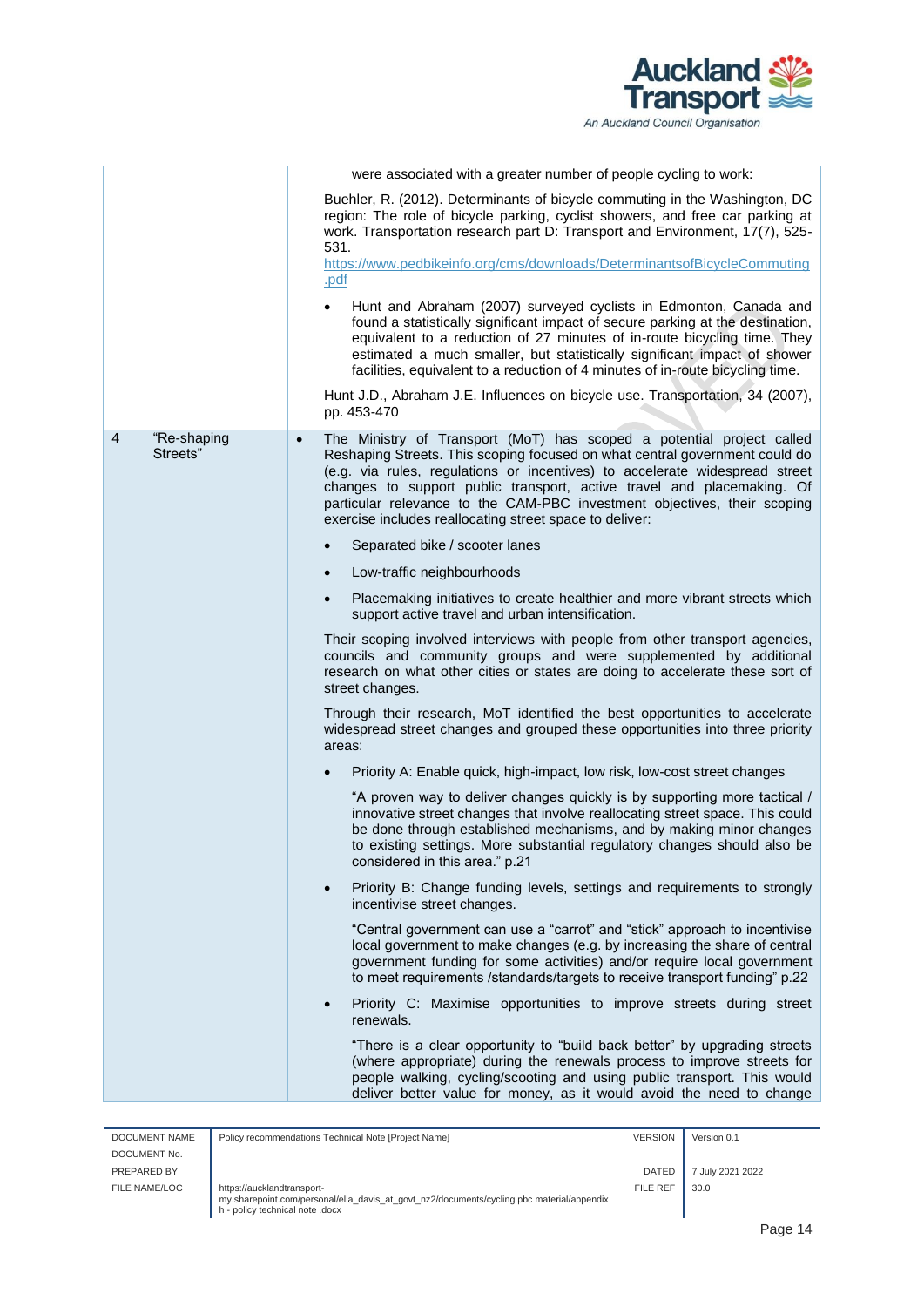| | | |
|---|---|---|
| | | were associated with a greater number of people cycling to work:<br><br>Buehler, R. (2012). Determinants of bicycle commuting in the Washington, DC region: The role of bicycle parking, cyclist showers, and free car parking at work. Transportation research part D: Transport and Environment, 17(7), 525-531.<br>https://www.pedbikeinfo.org/cms/downloads/DeterminantsofBicycleCommuting.pdf<br><br>• Hunt and Abraham (2007) surveyed cyclists in Edmonton, Canada and found a statistically significant impact of secure parking at the destination, equivalent to a reduction of 27 minutes of in-route bicycling time. They estimated a much smaller, but statistically significant impact of shower facilities, equivalent to a reduction of 4 minutes of in-route bicycling time.<br><br>Hunt J.D., Abraham J.E. Influences on bicycle use. Transportation, 34 (2007), pp. 453-470 |
| 4 | "Re-shaping Streets" | • The Ministry of Transport (MoT) has scoped a potential project called Reshaping Streets. This scoping focused on what central government could do (e.g. via rules, regulations or incentives) to accelerate widespread street changes to support public transport, active travel and placemaking. Of particular relevance to the CAM-PBC investment objectives, their scoping exercise includes reallocating street space to deliver:<br><br>• Separated bike / scooter lanes<br>• Low-traffic neighbourhoods<br>• Placemaking initiatives to create healthier and more vibrant streets which support active travel and urban intensification.<br><br>Their scoping involved interviews with people from other transport agencies, councils and community groups and were supplemented by additional research on what other cities or states are doing to accelerate these sort of street changes.<br><br>Through their research, MoT identified the best opportunities to accelerate widespread street changes and grouped these opportunities into three priority areas:<br><br>• Priority A: Enable quick, high-impact, low risk, low-cost street changes<br><br>"A proven way to deliver changes quickly is by supporting more tactical / innovative street changes that involve reallocating street space. This could be done through established mechanisms, and by making minor changes to existing settings. More substantial regulatory changes should also be considered in this area." p.21<br><br>• Priority B: Change funding levels, settings and requirements to strongly incentivise street changes.<br><br>"Central government can use a "carrot" and "stick" approach to incentivise local government to make changes (e.g. by increasing the share of central government funding for some activities) and/or require local government to meet requirements /standards/targets to receive transport funding" p.22<br><br>• Priority C: Maximise opportunities to improve streets during street renewals.<br><br>"There is a clear opportunity to "build back better" by upgrading streets (where appropriate) during the renewals process to improve streets for people walking, cycling/scooting and using public transport. This would deliver better value for money, as it would avoid the need to change |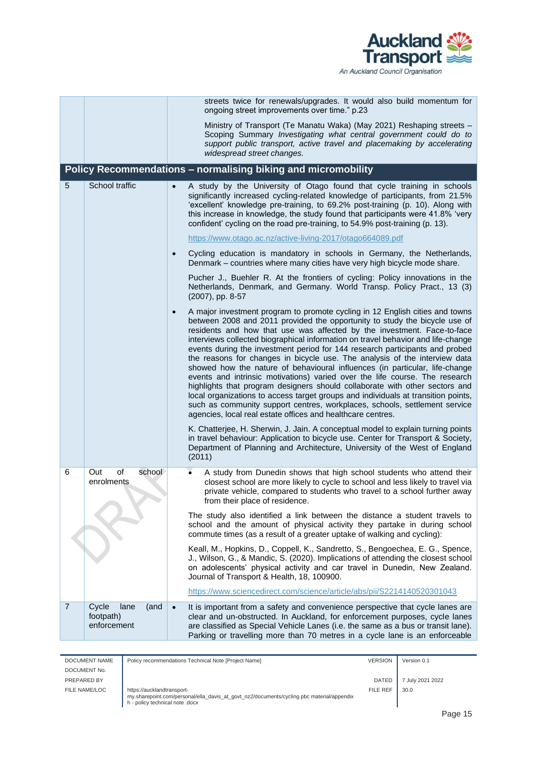| | | |
|---|---|---|
| | | streets twice for renewals/upgrades. It would also build momentum for ongoing street improvements over time." p.23<br><br>Ministry of Transport (Te Manatu Waka) (May 2021) Reshaping streets – Scoping Summary *Investigating what central government could do to support public transport, active travel and placemaking by accelerating widespread street changes.* |
| **Policy Recommendations – normalising biking and micromobility** | | |
| 5 | School traffic | • A study by the University of Otago found that cycle training in schools significantly increased cycling-related knowledge of participants, from 21.5% 'excellent' knowledge pre-training, to 69.2% post-training (p. 10). Along with this increase in knowledge, the study found that participants were 41.8% 'very confident' cycling on the road pre-training, to 54.9% post-training (p. 13).<br><br>https://www.otago.ac.nz/active-living-2017/otago664089.pdf<br><br>• Cycling education is mandatory in schools in Germany, the Netherlands, Denmark – countries where many cities have very high bicycle mode share.<br><br>Pucher J., Buehler R. At the frontiers of cycling: Policy innovations in the Netherlands, Denmark, and Germany. World Transp. Policy Pract., 13 (3) (2007), pp. 8-57<br><br>• A major investment program to promote cycling in 12 English cities and towns between 2008 and 2011 provided the opportunity to study the bicycle use of residents and how that use was affected by the investment. Face-to-face interviews collected biographical information on travel behavior and life-change events during the investment period for 144 research participants and probed the reasons for changes in bicycle use. The analysis of the interview data showed how the nature of behavioural influences (in particular, life-change events and intrinsic motivations) varied over the life course. The research highlights that program designers should collaborate with other sectors and local organizations to access target groups and individuals at transition points, such as community support centres, workplaces, schools, settlement service agencies, local real estate offices and healthcare centres.<br><br>K. Chatterjee, H. Sherwin, J. Jain. A conceptual model to explain turning points in travel behaviour: Application to bicycle use. Center for Transport & Society, Department of Planning and Architecture, University of the West of England (2011) |
| 6 | Out of school enrolments | • A study from Dunedin shows that high school students who attend their closest school are more likely to cycle to school and less likely to travel via private vehicle, compared to students who travel to a school further away from their place of residence.<br><br>The study also identified a link between the distance a student travels to school and the amount of physical activity they partake in during school commute times (as a result of a greater uptake of walking and cycling):<br><br>Keall, M., Hopkins, D., Coppell, K., Sandretto, S., Bengoechea, E. G., Spence, J., Wilson, G., & Mandic, S. (2020). Implications of attending the closest school on adolescents' physical activity and car travel in Dunedin, New Zealand. Journal of Transport & Health, 18, 100900.<br><br>https://www.sciencedirect.com/science/article/abs/pii/S2214140520301043 |
| 7 | Cycle lane (and footpath) enforcement | • It is important from a safety and convenience perspective that cycle lanes are clear and un-obstructed. In Auckland, for enforcement purposes, cycle lanes are classified as Special Vehicle Lanes (i.e. the same as a bus or transit lane). Parking or travelling more than 70 metres in a cycle lane is an enforceable |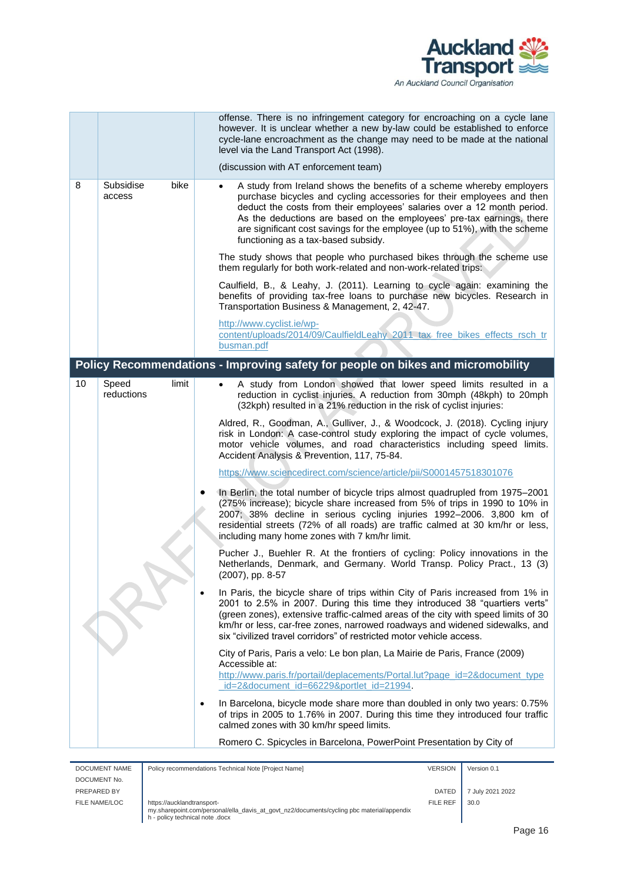| | | |
|---|---|---|
| | | offense. There is no infringement category for encroaching on a cycle lane however. It is unclear whether a new by-law could be established to enforce cycle-lane encroachment as the change may need to be made at the national level via the Land Transport Act (1998).<br><br>(discussion with AT enforcement team) |
| 8 | Subsidise bike access | • A study from Ireland shows the benefits of a scheme whereby employers purchase bicycles and cycling accessories for their employees and then deduct the costs from their employees' salaries over a 12 month period. As the deductions are based on the employees' pre-tax earnings, there are significant cost savings for the employee (up to 51%), with the scheme functioning as a tax-based subsidy.<br><br>The study shows that people who purchased bikes through the scheme use them regularly for both work-related and non-work-related trips:<br><br>Caulfield, B., & Leahy, J. (2011). Learning to cycle again: examining the benefits of providing tax-free loans to purchase new bicycles. Research in Transportation Business & Management, 2, 42-47.<br><br>http://www.cyclist.ie/wp-content/uploads/2014/09/CaulfieldLeahy_2011_tax_free_bikes_effects_rsch_trbusman.pdf |
| **Policy Recommendations - Improving safety for people on bikes and micromobility** | | |
| 10 | Speed limit reductions | • A study from London showed that lower speed limits resulted in a reduction in cyclist injuries. A reduction from 30mph (48kph) to 20mph (32kph) resulted in a 21% reduction in the risk of cyclist injuries:<br><br>Aldred, R., Goodman, A., Gulliver, J., & Woodcock, J. (2018). Cycling injury risk in London: A case-control study exploring the impact of cycle volumes, motor vehicle volumes, and road characteristics including speed limits. Accident Analysis & Prevention, 117, 75-84.<br><br>https://www.sciencedirect.com/science/article/pii/S0001457518301076<br><br>• In Berlin, the total number of bicycle trips almost quadrupled from 1975–2001 (275% increase); bicycle share increased from 5% of trips in 1990 to 10% in 2007; 38% decline in serious cycling injuries 1992–2006. 3,800 km of residential streets (72% of all roads) are traffic calmed at 30 km/hr or less, including many home zones with 7 km/hr limit.<br><br>Pucher J., Buehler R. At the frontiers of cycling: Policy innovations in the Netherlands, Denmark, and Germany. World Transp. Policy Pract., 13 (3) (2007), pp. 8-57<br><br>• In Paris, the bicycle share of trips within City of Paris increased from 1% in 2001 to 2.5% in 2007. During this time they introduced 38 "quartiers verts" (green zones), extensive traffic-calmed areas of the city with speed limits of 30 km/hr or less, car-free zones, narrowed roadways and widened sidewalks, and six "civilized travel corridors" of restricted motor vehicle access.<br><br>City of Paris, Paris a velo: Le bon plan, La Mairie de Paris, France (2009) Accessible at: http://www.paris.fr/portail/deplacements/Portal.lut?page_id=2&document_type_id=2&document_id=66229&portlet_id=21994.<br><br>• In Barcelona, bicycle mode share more than doubled in only two years: 0.75% of trips in 2005 to 1.76% in 2007. During this time they introduced four traffic calmed zones with 30 km/hr speed limits.<br><br>Romero C. Spicycles in Barcelona, PowerPoint Presentation by City of |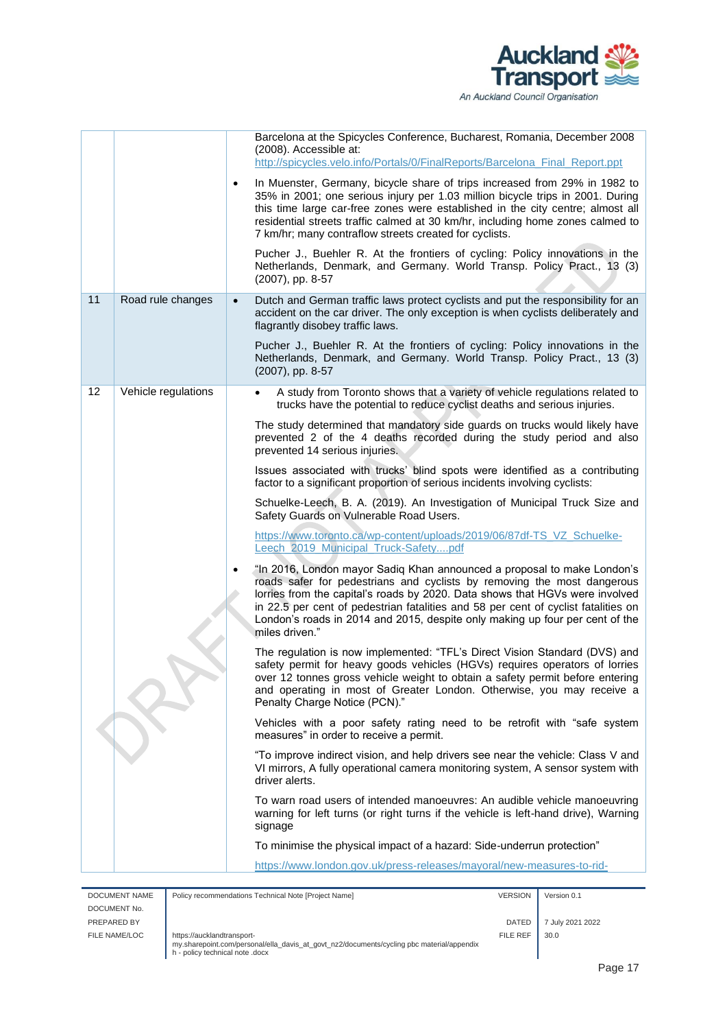| | | |
|---|---|---|
| | | Barcelona at the Spicycles Conference, Bucharest, Romania, December 2008 (2008). Accessible at: http://spicycles.velo.info/Portals/0/FinalReports/Barcelona_Final_Report.ppt<br><br>• In Muenster, Germany, bicycle share of trips increased from 29% in 1982 to 35% in 2001; one serious injury per 1.03 million bicycle trips in 2001. During this time large car-free zones were established in the city centre; almost all residential streets traffic calmed at 30 km/hr, including home zones calmed to 7 km/hr; many contraflow streets created for cyclists.<br><br>Pucher J., Buehler R. At the frontiers of cycling: Policy innovations in the Netherlands, Denmark, and Germany. World Transp. Policy Pract., 13 (3) (2007), pp. 8-57 |
| 11 | Road rule changes | • Dutch and German traffic laws protect cyclists and put the responsibility for an accident on the car driver. The only exception is when cyclists deliberately and flagrantly disobey traffic laws.<br><br>Pucher J., Buehler R. At the frontiers of cycling: Policy innovations in the Netherlands, Denmark, and Germany. World Transp. Policy Pract., 13 (3) (2007), pp. 8-57 |
| 12 | Vehicle regulations | • A study from Toronto shows that a variety of vehicle regulations related to trucks have the potential to reduce cyclist deaths and serious injuries.<br><br>The study determined that mandatory side guards on trucks would likely have prevented 2 of the 4 deaths recorded during the study period and also prevented 14 serious injuries.<br><br>Issues associated with trucks' blind spots were identified as a contributing factor to a significant proportion of serious incidents involving cyclists:<br><br>Schuelke-Leech, B. A. (2019). An Investigation of Municipal Truck Size and Safety Guards on Vulnerable Road Users.<br><br>https://www.toronto.ca/wp-content/uploads/2019/06/87df-TS_VZ_Schuelke-Leech_2019_Municipal_Truck-Safety....pdf<br><br>• "In 2016, London mayor Sadiq Khan announced a proposal to make London's roads safer for pedestrians and cyclists by removing the most dangerous lorries from the capital's roads by 2020. Data shows that HGVs were involved in 22.5 per cent of pedestrian fatalities and 58 per cent of cyclist fatalities on London's roads in 2014 and 2015, despite only making up four per cent of the miles driven."<br><br>The regulation is now implemented: "TFL's Direct Vision Standard (DVS) and safety permit for heavy goods vehicles (HGVs) requires operators of lorries over 12 tonnes gross vehicle weight to obtain a safety permit before entering and operating in most of Greater London. Otherwise, you may receive a Penalty Charge Notice (PCN)."<br><br>Vehicles with a poor safety rating need to be retrofit with "safe system measures" in order to receive a permit.<br><br>"To improve indirect vision, and help drivers see near the vehicle: Class V and VI mirrors, A fully operational camera monitoring system, A sensor system with driver alerts.<br><br>To warn road users of intended manoeuvres: An audible vehicle manoeuvring warning for left turns (or right turns if the vehicle is left-hand drive), Warning signage<br><br>To minimise the physical impact of a hazard: Side-underrun protection"<br><br>https://www.london.gov.uk/press-releases/mayoral/new-measures-to-rid- |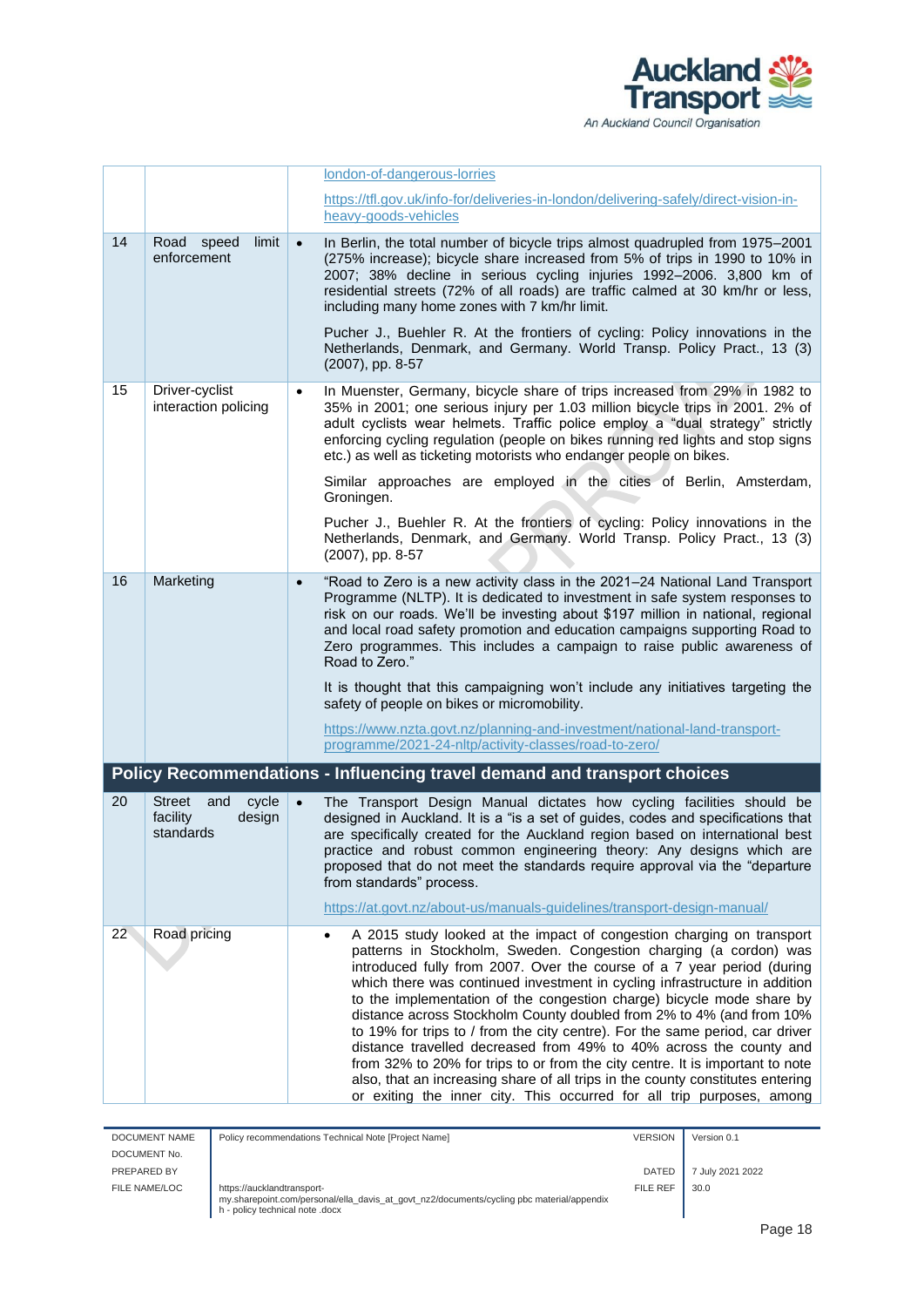| | | |
|---|---|---|
| | | london-of-dangerous-lorries<br><br>https://tfl.gov.uk/info-for/deliveries-in-london/delivering-safely/direct-vision-in-heavy-goods-vehicles |
| 14 | Road speed limit enforcement | • In Berlin, the total number of bicycle trips almost quadrupled from 1975–2001 (275% increase); bicycle share increased from 5% of trips in 1990 to 10% in 2007; 38% decline in serious cycling injuries 1992–2006. 3,800 km of residential streets (72% of all roads) are traffic calmed at 30 km/hr or less, including many home zones with 7 km/hr limit.<br><br>Pucher J., Buehler R. At the frontiers of cycling: Policy innovations in the Netherlands, Denmark, and Germany. World Transp. Policy Pract., 13 (3) (2007), pp. 8-57 |
| 15 | Driver-cyclist interaction policing | • In Muenster, Germany, bicycle share of trips increased from 29% in 1982 to 35% in 2001; one serious injury per 1.03 million bicycle trips in 2001. 2% of adult cyclists wear helmets. Traffic police employ a "dual strategy" strictly enforcing cycling regulation (people on bikes running red lights and stop signs etc.) as well as ticketing motorists who endanger people on bikes.<br><br>Similar approaches are employed in the cities of Berlin, Amsterdam, Groningen.<br><br>Pucher J., Buehler R. At the frontiers of cycling: Policy innovations in the Netherlands, Denmark, and Germany. World Transp. Policy Pract., 13 (3) (2007), pp. 8-57 |
| 16 | Marketing | • "Road to Zero is a new activity class in the 2021–24 National Land Transport Programme (NLTP). It is dedicated to investment in safe system responses to risk on our roads. We'll be investing about $197 million in national, regional and local road safety promotion and education campaigns supporting Road to Zero programmes. This includes a campaign to raise public awareness of Road to Zero."<br><br>It is thought that this campaigning won't include any initiatives targeting the safety of people on bikes or micromobility.<br><br>https://www.nzta.govt.nz/planning-and-investment/national-land-transport-programme/2021-24-nltp/activity-classes/road-to-zero/ |
| **Policy Recommendations - Influencing travel demand and transport choices** | | |
| 20 | Street and cycle facility design standards | • The Transport Design Manual dictates how cycling facilities should be designed in Auckland. It is a "is a set of guides, codes and specifications that are specifically created for the Auckland region based on international best practice and robust common engineering theory: Any designs which are proposed that do not meet the standards require approval via the "departure from standards" process.<br><br>https://at.govt.nz/about-us/manuals-guidelines/transport-design-manual/ |
| 22 | Road pricing | • A 2015 study looked at the impact of congestion charging on transport patterns in Stockholm, Sweden. Congestion charging (a cordon) was introduced fully from 2007. Over the course of a 7 year period (during which there was continued investment in cycling infrastructure in addition to the implementation of the congestion charge) bicycle mode share by distance across Stockholm County doubled from 2% to 4% (and from 10% to 19% for trips to / from the city centre). For the same period, car driver distance travelled decreased from 49% to 40% across the county and from 32% to 20% for trips to or from the city centre. It is important to note also, that an increasing share of all trips in the county constitutes entering or exiting the inner city. This occurred for all trip purposes, among |

| | | | |
|---|---|---|---|
| DOCUMENT NAME | Policy recommendations Technical Note [Project Name] | VERSION | Version 0.1 |
| DOCUMENT No. | | | |
| PREPARED BY | | DATED | 7 July 2021 2022 |
| FILE NAME/LOC | https://aucklandtransport-my.sharepoint.com/personal/ella_davis_at_govt_nz2/documents/cycling pbc material/appendix h - policy technical note .docx | FILE REF | 30.0 |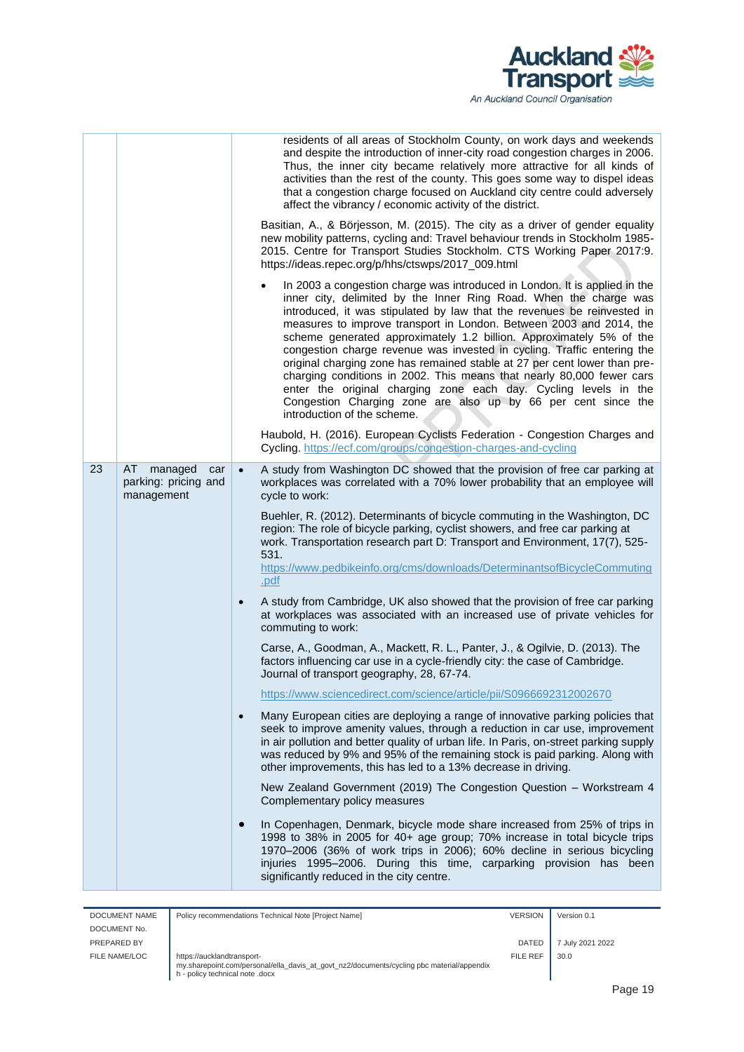| | | |
|---|---|---|
| | | residents of all areas of Stockholm County, on work days and weekends and despite the introduction of inner-city road congestion charges in 2006. Thus, the inner city became relatively more attractive for all kinds of activities than the rest of the county. This goes some way to dispel ideas that a congestion charge focused on Auckland city centre could adversely affect the vibrancy / economic activity of the district.<br><br>Basitian, A., & Börjesson, M. (2015). The city as a driver of gender equality new mobility patterns, cycling and: Travel behaviour trends in Stockholm 1985-2015. Centre for Transport Studies Stockholm. CTS Working Paper 2017:9. https://ideas.repec.org/p/hhs/ctswps/2017_009.html<br><br>• In 2003 a congestion charge was introduced in London. It is applied in the inner city, delimited by the Inner Ring Road. When the charge was introduced, it was stipulated by law that the revenues be reinvested in measures to improve transport in London. Between 2003 and 2014, the scheme generated approximately 1.2 billion. Approximately 5% of the congestion charge revenue was invested in cycling. Traffic entering the original charging zone has remained stable at 27 per cent lower than pre-charging conditions in 2002. This means that nearly 80,000 fewer cars enter the original charging zone each day. Cycling levels in the Congestion Charging zone are also up by 66 per cent since the introduction of the scheme.<br><br>Haubold, H. (2016). European Cyclists Federation - Congestion Charges and Cycling. https://ecf.com/groups/congestion-charges-and-cycling |
| 23 | AT managed car parking: pricing and management | • A study from Washington DC showed that the provision of free car parking at workplaces was correlated with a 70% lower probability that an employee will cycle to work:<br><br>Buehler, R. (2012). Determinants of bicycle commuting in the Washington, DC region: The role of bicycle parking, cyclist showers, and free car parking at work. Transportation research part D: Transport and Environment, 17(7), 525-531.<br>https://www.pedbikeinfo.org/cms/downloads/DeterminantsofBicycleCommuting.pdf<br><br>• A study from Cambridge, UK also showed that the provision of free car parking at workplaces was associated with an increased use of private vehicles for commuting to work:<br><br>Carse, A., Goodman, A., Mackett, R. L., Panter, J., & Ogilvie, D. (2013). The factors influencing car use in a cycle-friendly city: the case of Cambridge. Journal of transport geography, 28, 67-74.<br><br>https://www.sciencedirect.com/science/article/pii/S0966692312002670<br><br>• Many European cities are deploying a range of innovative parking policies that seek to improve amenity values, through a reduction in car use, improvement in air pollution and better quality of urban life. In Paris, on-street parking supply was reduced by 9% and 95% of the remaining stock is paid parking. Along with other improvements, this has led to a 13% decrease in driving.<br><br>New Zealand Government (2019) The Congestion Question – Workstream 4 Complementary policy measures<br><br>• In Copenhagen, Denmark, bicycle mode share increased from 25% of trips in 1998 to 38% in 2005 for 40+ age group; 70% increase in total bicycle trips 1970–2006 (36% of work trips in 2006); 60% decline in serious bicycling injuries 1995–2006. During this time, carparking provision has been significantly reduced in the city centre. |

| DOCUMENT NAME | Policy recommendations Technical Note [Project Name] | VERSION | Version 0.1 |
|---|---|---|---|
| DOCUMENT No. | | | |
| PREPARED BY | | DATED | 7 July 2021 2022 |
| FILE NAME/LOC | https://aucklandtransport-my.sharepoint.com/personal/ella_davis_at_govt_nz2/documents/cycling pbc material/appendix h - policy technical note .docx | FILE REF | 30.0 |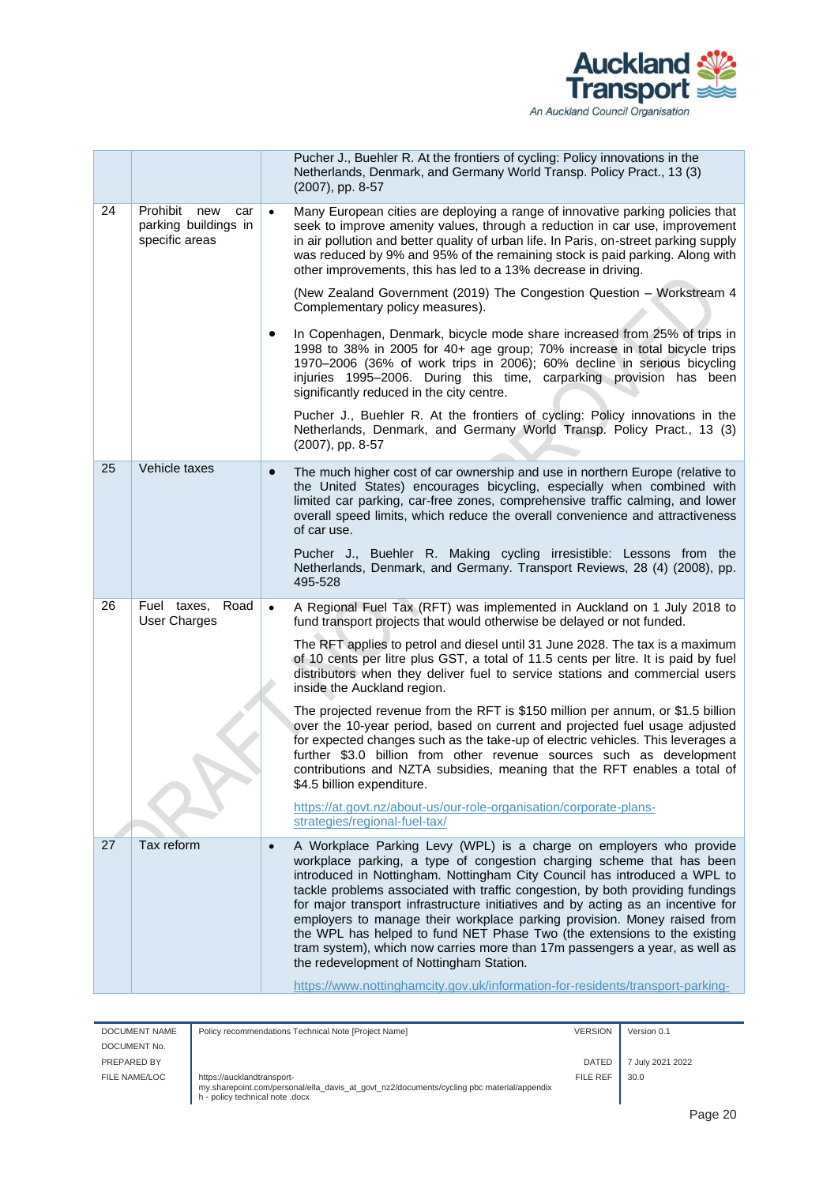| | | |
|---|---|---|
| | | Pucher J., Buehler R. At the frontiers of cycling: Policy innovations in the Netherlands, Denmark, and Germany World Transp. Policy Pract., 13 (3) (2007), pp. 8-57 |
| 24 | Prohibit new car parking buildings in specific areas | • Many European cities are deploying a range of innovative parking policies that seek to improve amenity values, through a reduction in car use, improvement in air pollution and better quality of urban life. In Paris, on-street parking supply was reduced by 9% and 95% of the remaining stock is paid parking. Along with other improvements, this has led to a 13% decrease in driving.<br><br>(New Zealand Government (2019) The Congestion Question – Workstream 4 Complementary policy measures).<br><br>• In Copenhagen, Denmark, bicycle mode share increased from 25% of trips in 1998 to 38% in 2005 for 40+ age group; 70% increase in total bicycle trips 1970–2006 (36% of work trips in 2006); 60% decline in serious bicycling injuries 1995–2006. During this time, carparking provision has been significantly reduced in the city centre.<br><br>Pucher J., Buehler R. At the frontiers of cycling: Policy innovations in the Netherlands, Denmark, and Germany World Transp. Policy Pract., 13 (3) (2007), pp. 8-57 |
| 25 | Vehicle taxes | • The much higher cost of car ownership and use in northern Europe (relative to the United States) encourages bicycling, especially when combined with limited car parking, car-free zones, comprehensive traffic calming, and lower overall speed limits, which reduce the overall convenience and attractiveness of car use.<br><br>Pucher J., Buehler R. Making cycling irresistible: Lessons from the Netherlands, Denmark, and Germany. Transport Reviews, 28 (4) (2008), pp. 495-528 |
| 26 | Fuel taxes, Road User Charges | • A Regional Fuel Tax (RFT) was implemented in Auckland on 1 July 2018 to fund transport projects that would otherwise be delayed or not funded.<br><br>The RFT applies to petrol and diesel until 31 June 2028. The tax is a maximum of 10 cents per litre plus GST, a total of 11.5 cents per litre. It is paid by fuel distributors when they deliver fuel to service stations and commercial users inside the Auckland region.<br><br>The projected revenue from the RFT is $150 million per annum, or $1.5 billion over the 10-year period, based on current and projected fuel usage adjusted for expected changes such as the take-up of electric vehicles. This leverages a further $3.0 billion from other revenue sources such as development contributions and NZTA subsidies, meaning that the RFT enables a total of $4.5 billion expenditure.<br><br>https://at.govt.nz/about-us/our-role-organisation/corporate-plans-strategies/regional-fuel-tax/ |
| 27 | Tax reform | • A Workplace Parking Levy (WPL) is a charge on employers who provide workplace parking, a type of congestion charging scheme that has been introduced in Nottingham. Nottingham City Council has introduced a WPL to tackle problems associated with traffic congestion, by both providing fundings for major transport infrastructure initiatives and by acting as an incentive for employers to manage their workplace parking provision. Money raised from the WPL has helped to fund NET Phase Two (the extensions to the existing tram system), which now carries more than 17m passengers a year, as well as the redevelopment of Nottingham Station.<br><br>https://www.nottinghamcity.gov.uk/information-for-residents/transport-parking- |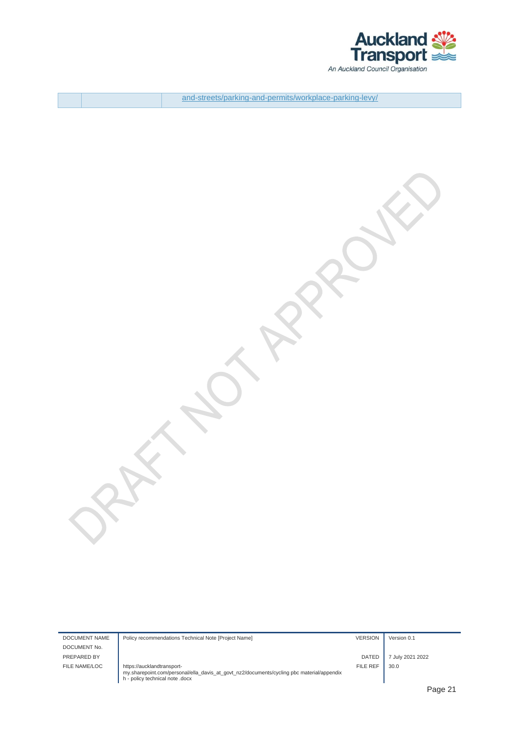| | | |
|---|---|---|
| | | and-streets/parking-and-permits/workplace-parking-levy/ |

DRAFT NOT APPROVED